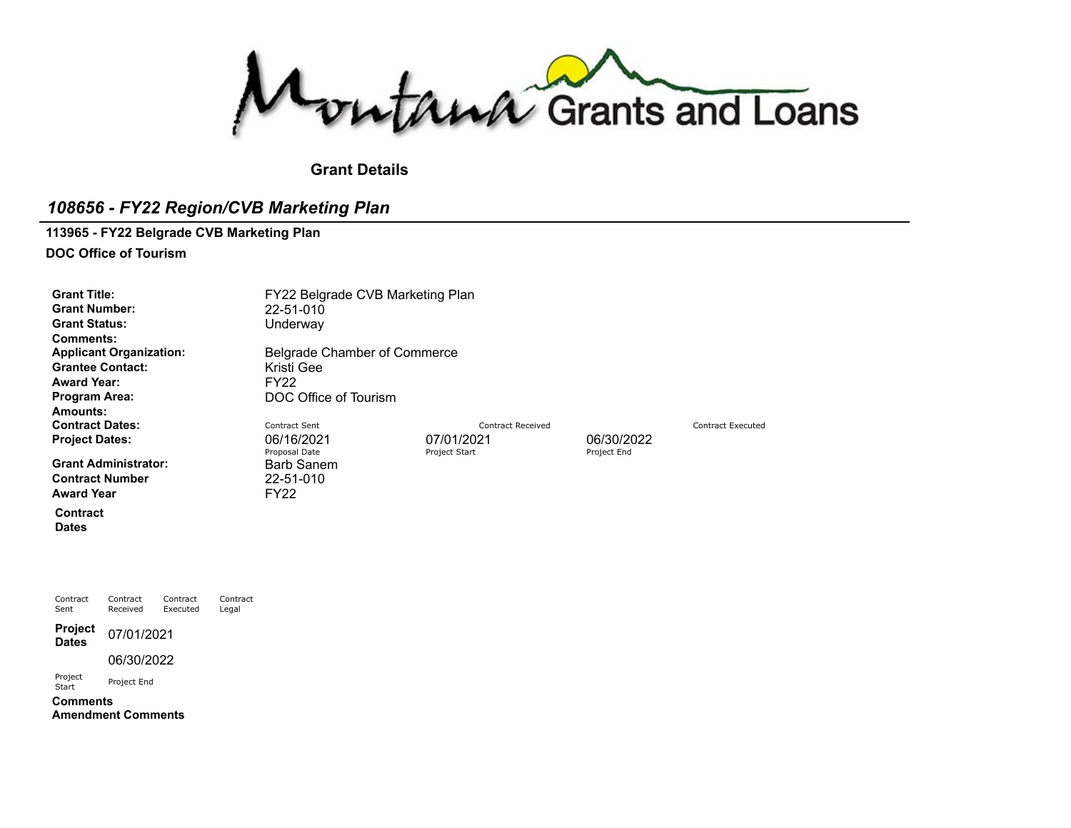Montana Grants and Loans

## Grant Details

# *108656 - FY22 Region/CVB Marketing Plan*

**113965 - FY22 Belgrade CVB Marketing Plan**

**DOC Office of Tourism**

| | | | | |
|---|---|---|---|---|
| **Grant Title:** | FY22 Belgrade CVB Marketing Plan | | | |
| **Grant Number:** | 22-51-010 | | | |
| **Grant Status:** | Underway | | | |
| **Comments:** | | | | |
| **Applicant Organization:** | Belgrade Chamber of Commerce | | | |
| **Grantee Contact:** | Kristi Gee | | | |
| **Award Year:** | FY22 | | | |
| **Program Area:** | DOC Office of Tourism | | | |
| **Amounts:** | | | | |
| **Contract Dates:** | Contract Sent | Contract Received | | Contract Executed |
| **Project Dates:** | 06/16/2021<br>Proposal Date | 07/01/2021<br>Project Start | 06/30/2022<br>Project End | |
| **Grant Administrator:** | Barb Sanem | | | |
| **Contract Number** | 22-51-010 | | | |
| **Award Year** | FY22 | | | |

**Contract Dates**

| Contract Sent | Contract Received | Contract Executed | Contract Legal |
|---|---|---|---|
| | | | |

**Project Dates**

| Project Start | Project End |
|---|---|
| 07/01/2021 | 06/30/2022 |

**Comments**

**Amendment Comments**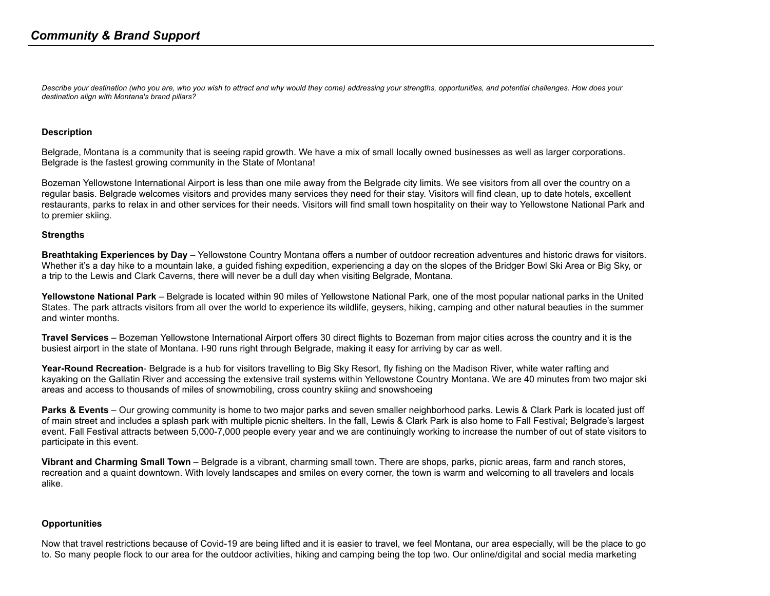## *Community & Brand Support*

*Describe your destination (who you are, who you wish to attract and why would they come) addressing your strengths, opportunities, and potential challenges. How does your destination align with Montana's brand pillars?*

**Description**

Belgrade, Montana is a community that is seeing rapid growth. We have a mix of small locally owned businesses as well as larger corporations. Belgrade is the fastest growing community in the State of Montana!

Bozeman Yellowstone International Airport is less than one mile away from the Belgrade city limits. We see visitors from all over the country on a regular basis. Belgrade welcomes visitors and provides many services they need for their stay. Visitors will find clean, up to date hotels, excellent restaurants, parks to relax in and other services for their needs. Visitors will find small town hospitality on their way to Yellowstone National Park and to premier skiing.

**Strengths**

**Breathtaking Experiences by Day** – Yellowstone Country Montana offers a number of outdoor recreation adventures and historic draws for visitors. Whether it's a day hike to a mountain lake, a guided fishing expedition, experiencing a day on the slopes of the Bridger Bowl Ski Area or Big Sky, or a trip to the Lewis and Clark Caverns, there will never be a dull day when visiting Belgrade, Montana.

**Yellowstone National Park** – Belgrade is located within 90 miles of Yellowstone National Park, one of the most popular national parks in the United States. The park attracts visitors from all over the world to experience its wildlife, geysers, hiking, camping and other natural beauties in the summer and winter months.

**Travel Services** – Bozeman Yellowstone International Airport offers 30 direct flights to Bozeman from major cities across the country and it is the busiest airport in the state of Montana. I-90 runs right through Belgrade, making it easy for arriving by car as well.

**Year-Round Recreation**- Belgrade is a hub for visitors travelling to Big Sky Resort, fly fishing on the Madison River, white water rafting and kayaking on the Gallatin River and accessing the extensive trail systems within Yellowstone Country Montana. We are 40 minutes from two major ski areas and access to thousands of miles of snowmobiling, cross country skiing and snowshoeing

**Parks & Events** – Our growing community is home to two major parks and seven smaller neighborhood parks. Lewis & Clark Park is located just off of main street and includes a splash park with multiple picnic shelters. In the fall, Lewis & Clark Park is also home to Fall Festival; Belgrade's largest event. Fall Festival attracts between 5,000-7,000 people every year and we are continuingly working to increase the number of out of state visitors to participate in this event.

**Vibrant and Charming Small Town** – Belgrade is a vibrant, charming small town. There are shops, parks, picnic areas, farm and ranch stores, recreation and a quaint downtown. With lovely landscapes and smiles on every corner, the town is warm and welcoming to all travelers and locals alike.

**Opportunities**

Now that travel restrictions because of Covid-19 are being lifted and it is easier to travel, we feel Montana, our area especially, will be the place to go to. So many people flock to our area for the outdoor activities, hiking and camping being the top two. Our online/digital and social media marketing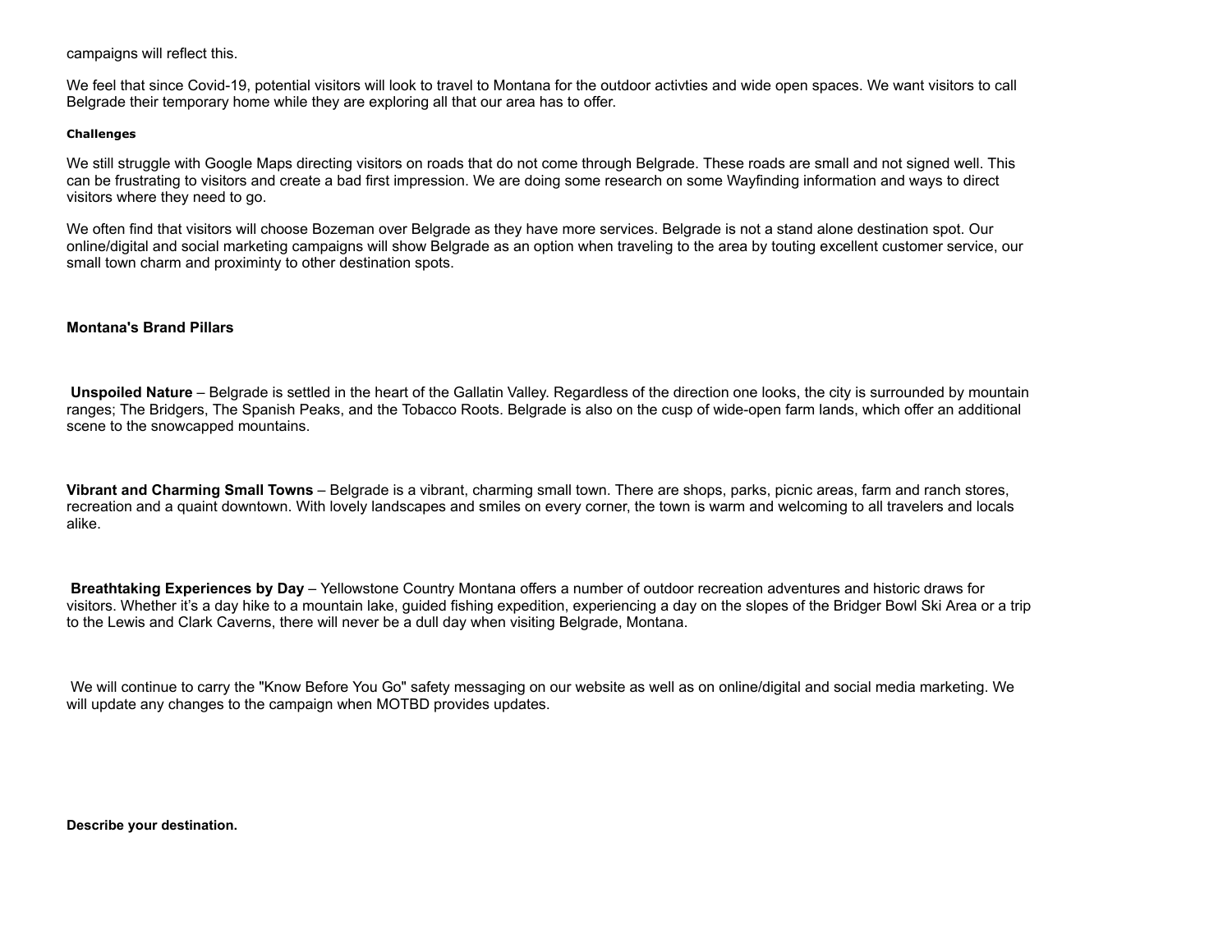campaigns will reflect this.

We feel that since Covid-19, potential visitors will look to travel to Montana for the outdoor activties and wide open spaces. We want visitors to call Belgrade their temporary home while they are exploring all that our area has to offer.

**Challenges**

We still struggle with Google Maps directing visitors on roads that do not come through Belgrade. These roads are small and not signed well. This can be frustrating to visitors and create a bad first impression. We are doing some research on some Wayfinding information and ways to direct visitors where they need to go.

We often find that visitors will choose Bozeman over Belgrade as they have more services. Belgrade is not a stand alone destination spot. Our online/digital and social marketing campaigns will show Belgrade as an option when traveling to the area by touting excellent customer service, our small town charm and proximinty to other destination spots.

**Montana's Brand Pillars**

**Unspoiled Nature** – Belgrade is settled in the heart of the Gallatin Valley. Regardless of the direction one looks, the city is surrounded by mountain ranges; The Bridgers, The Spanish Peaks, and the Tobacco Roots. Belgrade is also on the cusp of wide-open farm lands, which offer an additional scene to the snowcapped mountains.

**Vibrant and Charming Small Towns** – Belgrade is a vibrant, charming small town. There are shops, parks, picnic areas, farm and ranch stores, recreation and a quaint downtown. With lovely landscapes and smiles on every corner, the town is warm and welcoming to all travelers and locals alike.

**Breathtaking Experiences by Day** – Yellowstone Country Montana offers a number of outdoor recreation adventures and historic draws for visitors. Whether it's a day hike to a mountain lake, guided fishing expedition, experiencing a day on the slopes of the Bridger Bowl Ski Area or a trip to the Lewis and Clark Caverns, there will never be a dull day when visiting Belgrade, Montana.

We will continue to carry the "Know Before You Go" safety messaging on our website as well as on online/digital and social media marketing. We will update any changes to the campaign when MOTBD provides updates.

**Describe your destination.**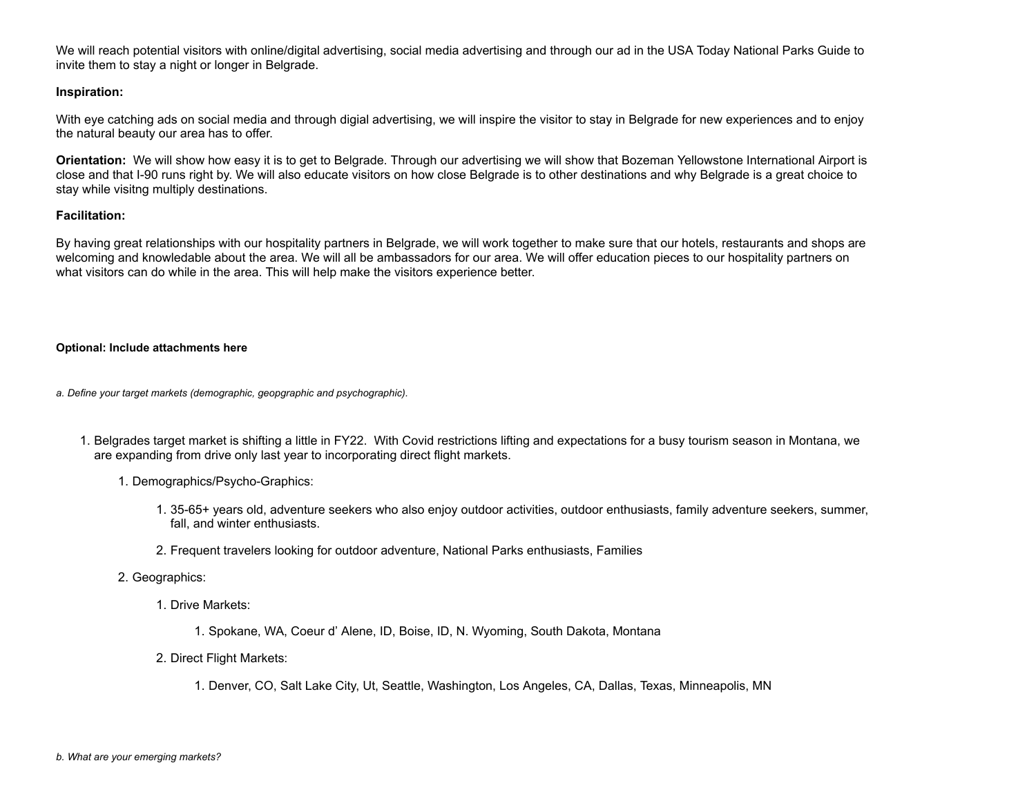We will reach potential visitors with online/digital advertising, social media advertising and through our ad in the USA Today National Parks Guide to invite them to stay a night or longer in Belgrade.

**Inspiration:**

With eye catching ads on social media and through digial advertising, we will inspire the visitor to stay in Belgrade for new experiences and to enjoy the natural beauty our area has to offer.

**Orientation:** We will show how easy it is to get to Belgrade. Through our advertising we will show that Bozeman Yellowstone International Airport is close and that I-90 runs right by. We will also educate visitors on how close Belgrade is to other destinations and why Belgrade is a great choice to stay while visitng multiply destinations.

**Facilitation:**

By having great relationships with our hospitality partners in Belgrade, we will work together to make sure that our hotels, restaurants and shops are welcoming and knowledable about the area. We will all be ambassadors for our area. We will offer education pieces to our hospitality partners on what visitors can do while in the area. This will help make the visitors experience better.

**Optional: Include attachments here**

*a. Define your target markets (demographic, geopgraphic and psychographic).*

1. Belgrades target market is shifting a little in FY22. With Covid restrictions lifting and expectations for a busy tourism season in Montana, we are expanding from drive only last year to incorporating direct flight markets.
    1. Demographics/Psycho-Graphics:
        1. 35-65+ years old, adventure seekers who also enjoy outdoor activities, outdoor enthusiasts, family adventure seekers, summer, fall, and winter enthusiasts.
        2. Frequent travelers looking for outdoor adventure, National Parks enthusiasts, Families
    2. Geographics:
        1. Drive Markets:
            1. Spokane, WA, Coeur d' Alene, ID, Boise, ID, N. Wyoming, South Dakota, Montana
        2. Direct Flight Markets:
            1. Denver, CO, Salt Lake City, Ut, Seattle, Washington, Los Angeles, CA, Dallas, Texas, Minneapolis, MN

*b. What are your emerging markets?*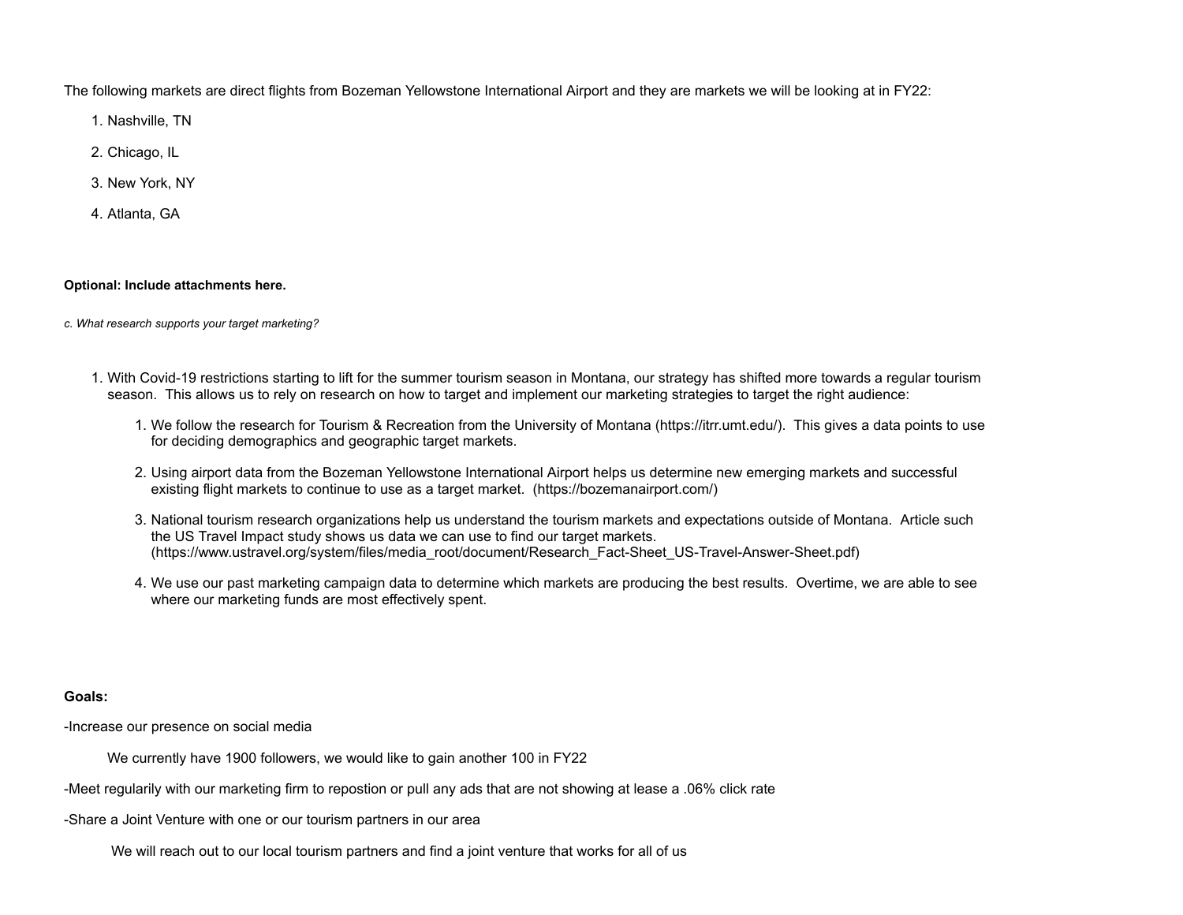The following markets are direct flights from Bozeman Yellowstone International Airport and they are markets we will be looking at in FY22:

1. Nashville, TN
2. Chicago, IL
3. New York, NY
4. Atlanta, GA

**Optional: Include attachments here.**

*c. What research supports your target marketing?*

1. With Covid-19 restrictions starting to lift for the summer tourism season in Montana, our strategy has shifted more towards a regular tourism season. This allows us to rely on research on how to target and implement our marketing strategies to target the right audience:
    1. We follow the research for Tourism & Recreation from the University of Montana (https://itrr.umt.edu/). This gives a data points to use for deciding demographics and geographic target markets.
    2. Using airport data from the Bozeman Yellowstone International Airport helps us determine new emerging markets and successful existing flight markets to continue to use as a target market. (https://bozemanairport.com/)
    3. National tourism research organizations help us understand the tourism markets and expectations outside of Montana. Article such the US Travel Impact study shows us data we can use to find our target markets. (https://www.ustravel.org/system/files/media_root/document/Research_Fact-Sheet_US-Travel-Answer-Sheet.pdf)
    4. We use our past marketing campaign data to determine which markets are producing the best results. Overtime, we are able to see where our marketing funds are most effectively spent.

**Goals:**

-Increase our presence on social media

We currently have 1900 followers, we would like to gain another 100 in FY22

-Meet regularily with our marketing firm to repostion or pull any ads that are not showing at lease a .06% click rate

-Share a Joint Venture with one or our tourism partners in our area

We will reach out to our local tourism partners and find a joint venture that works for all of us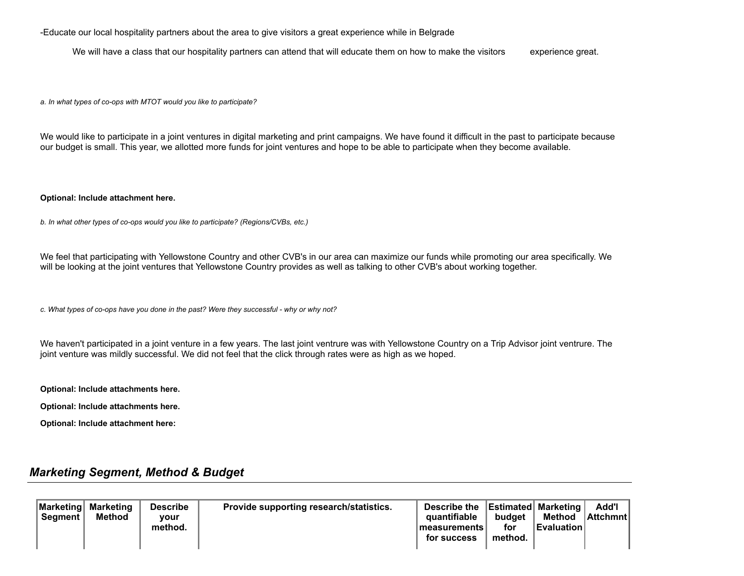-Educate our local hospitality partners about the area to give visitors a great experience while in Belgrade

We will have a class that our hospitality partners can attend that will educate them on how to make the visitors experience great.

*a. In what types of co-ops with MTOT would you like to participate?*

We would like to participate in a joint ventures in digital marketing and print campaigns. We have found it difficult in the past to participate because our budget is small. This year, we allotted more funds for joint ventures and hope to be able to participate when they become available.

**Optional: Include attachment here.**

*b. In what other types of co-ops would you like to participate? (Regions/CVBs, etc.)*

We feel that participating with Yellowstone Country and other CVB's in our area can maximize our funds while promoting our area specifically. We will be looking at the joint ventures that Yellowstone Country provides as well as talking to other CVB's about working together.

*c. What types of co-ops have you done in the past? Were they successful - why or why not?*

We haven't participated in a joint venture in a few years. The last joint ventrure was with Yellowstone Country on a Trip Advisor joint ventrure. The joint venture was mildly successful. We did not feel that the click through rates were as high as we hoped.

**Optional: Include attachments here.**

**Optional: Include attachments here.**

**Optional: Include attachment here:**

## *Marketing Segment, Method & Budget*

| Marketing Segment | Marketing Method | Describe your method. | Provide supporting research/statistics. | Describe the quantifiable measurements for success | Estimated budget for method. | Marketing Method Evaluation | Add'l Attchmnt |
|---|---|---|---|---|---|---|---|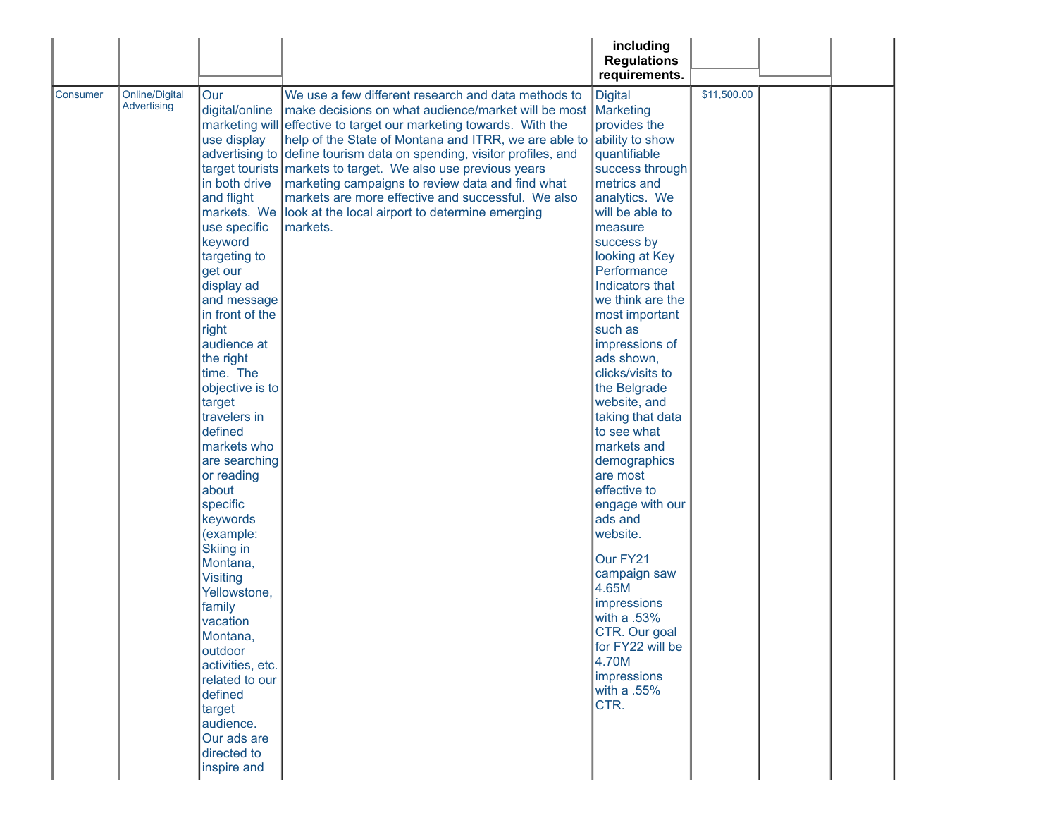|  |  |  |  | including Regulations requirements. |  |  |  |
|---|---|---|---|---|---|---|---|
| Consumer | Online/Digital Advertising | Our digital/online marketing will use display advertising to target tourists in both drive and flight markets. We use specific keyword targeting to get our display ad and message in front of the right audience at the right time. The objective is to target travelers in defined markets who are searching or reading about specific keywords (example: Skiing in Montana, Visiting Yellowstone, family vacation Montana, outdoor activities, etc. related to our defined target audience. Our ads are directed to inspire and | We use a few different research and data methods to make decisions on what audience/market will be most effective to target our marketing towards. With the help of the State of Montana and ITRR, we are able to define tourism data on spending, visitor profiles, and markets to target. We also use previous years marketing campaigns to review data and find what markets are more effective and successful. We also look at the local airport to determine emerging markets. | Digital Marketing provides the ability to show quantifiable success through metrics and analytics. We will be able to measure success by looking at Key Performance Indicators that we think are the most important such as impressions of ads shown, clicks/visits to the Belgrade website, and taking that data to see what markets and demographics are most effective to engage with our ads and website.<br><br>Our FY21 campaign saw 4.65M impressions with a .53% CTR. Our goal for FY22 will be 4.70M impressions with a .55% CTR. | $11,500.00 |  |  |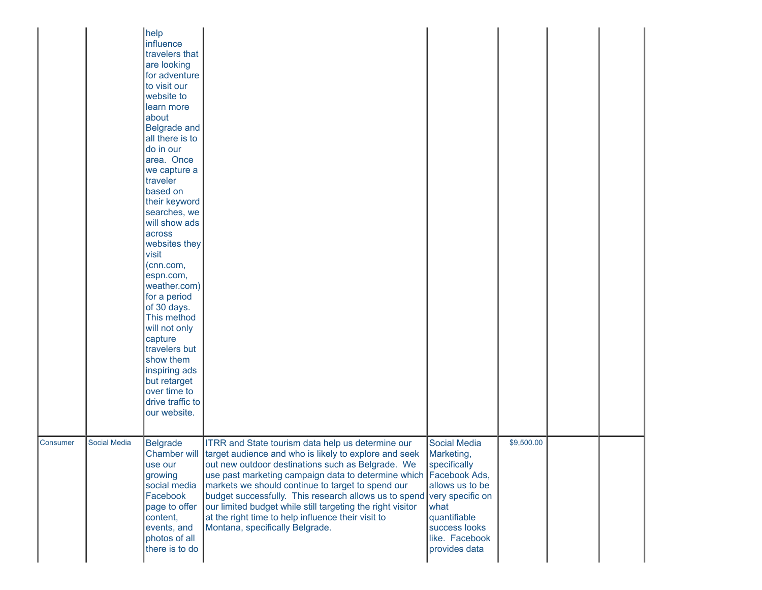| | | | | | | | |
|---|---|---|---|---|---|---|---|
| | | help influence travelers that are looking for adventure to visit our website to learn more about Belgrade and all there is to do in our area. Once we capture a traveler based on their keyword searches, we will show ads across websites they visit (cnn.com, espn.com, weather.com) for a period of 30 days. This method will not only capture travelers but show them inspiring ads but retarget over time to drive traffic to our website. | | | | | |
| Consumer | Social Media | Belgrade Chamber will use our growing social media Facebook page to offer content, events, and photos of all there is to do | ITRR and State tourism data help us determine our target audience and who is likely to explore and seek out new outdoor destinations such as Belgrade. We use past marketing campaign data to determine which markets we should continue to target to spend our budget successfully. This research allows us to spend our limited budget while still targeting the right visitor at the right time to help influence their visit to Montana, specifically Belgrade. | Social Media Marketing, specifically Facebook Ads, allows us to be very specific on what quantifiable success looks like. Facebook provides data | $9,500.00 | | |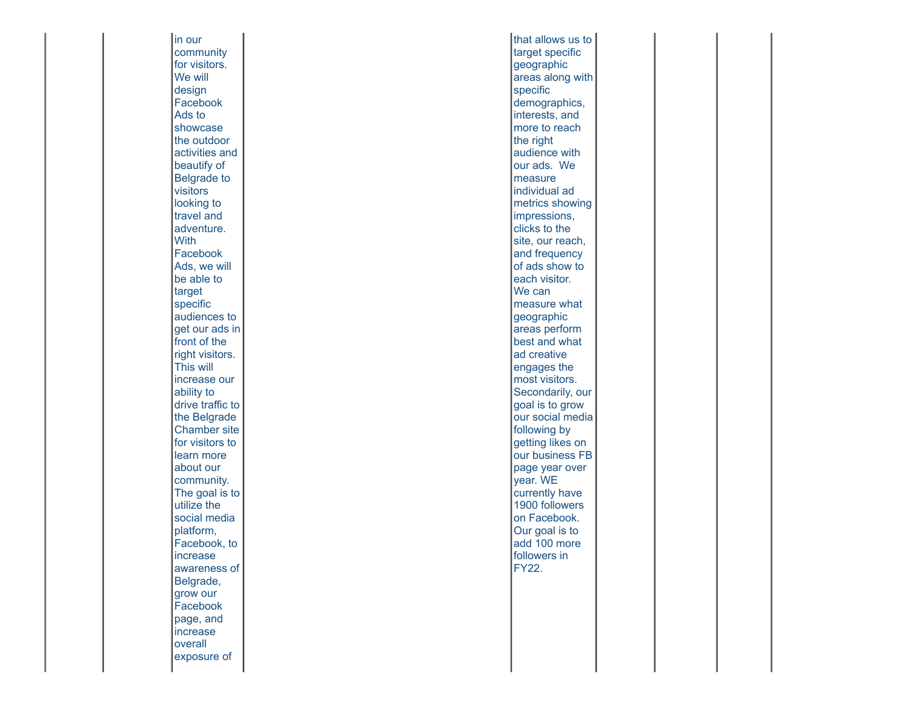| | | | | | | | |
|---|---|---|---|---|---|---|---|
| | | in our community for visitors. We will design Facebook Ads to showcase the outdoor activities and beautify of Belgrade to visitors looking to travel and adventure. With Facebook Ads, we will be able to target specific audiences to get our ads in front of the right visitors. This will increase our ability to drive traffic to the Belgrade Chamber site for visitors to learn more about our community. The goal is to utilize the social media platform, Facebook, to increase awareness of Belgrade, grow our Facebook page, and increase overall exposure of | | that allows us to target specific geographic areas along with specific demographics, interests, and more to reach the right audience with our ads. We measure individual ad metrics showing impressions, clicks to the site, our reach, and frequency of ads show to each visitor. We can measure what geographic areas perform best and what ad creative engages the most visitors. Secondarily, our goal is to grow our social media following by getting likes on our business FB page year over year. WE currently have 1900 followers on Facebook. Our goal is to add 100 more followers in FY22. | | | |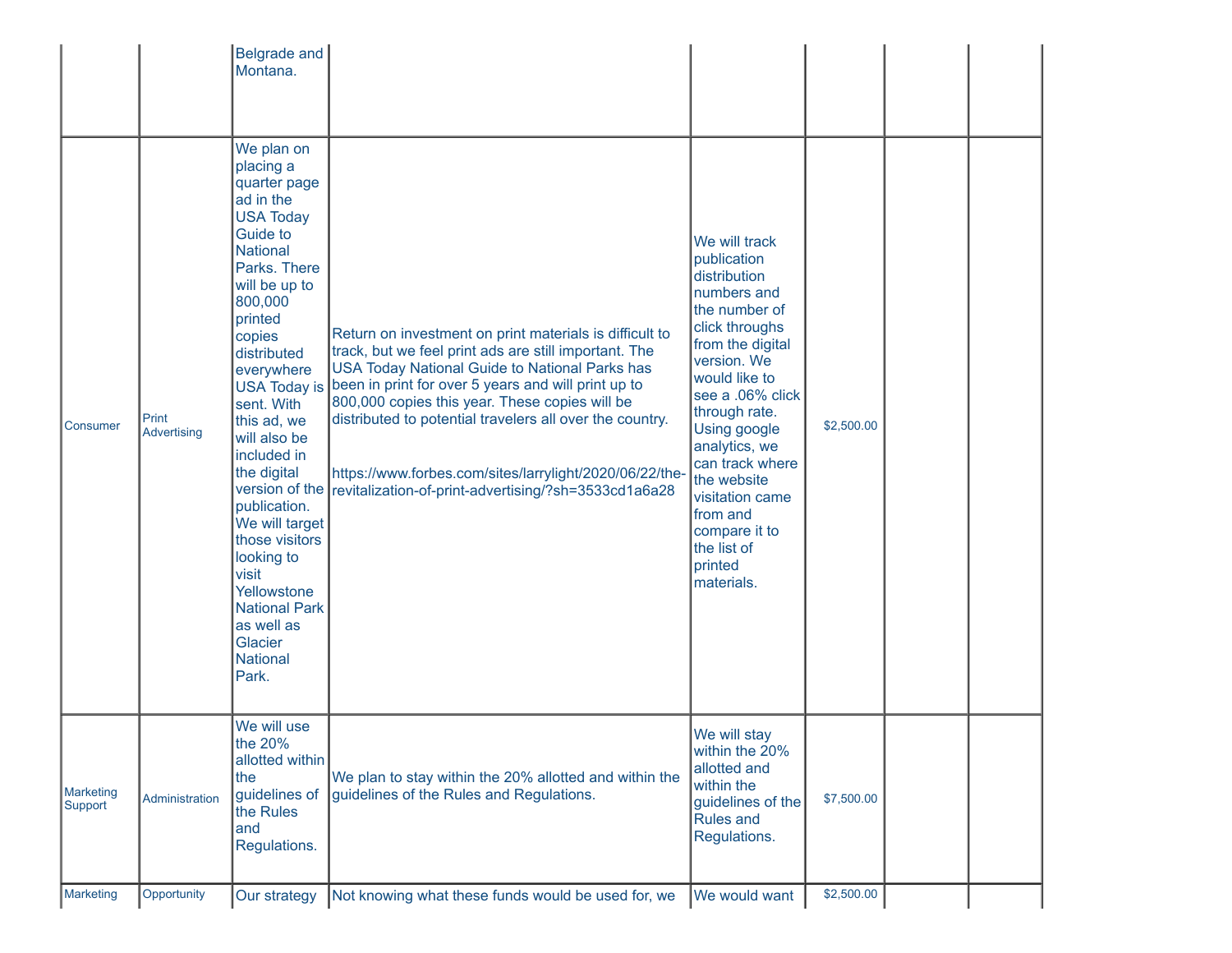| | | | | | | | |
|---|---|---|---|---|---|---|---|
| | | Belgrade and Montana. | | | | | |
| Consumer | Print Advertising | We plan on placing a quarter page ad in the USA Today Guide to National Parks. There will be up to 800,000 printed copies distributed everywhere USA Today is sent. With this ad, we will also be included in the digital version of the publication. We will target those visitors looking to visit Yellowstone National Park as well as Glacier National Park. | Return on investment on print materials is difficult to track, but we feel print ads are still important. The USA Today National Guide to National Parks has been in print for over 5 years and will print up to 800,000 copies this year. These copies will be distributed to potential travelers all over the country.<br><br>https://www.forbes.com/sites/larrylight/2020/06/22/the-revitalization-of-print-advertising/?sh=3533cd1a6a28 | We will track publication distribution numbers and the number of click throughs from the digital version. We would like to see a .06% click through rate. Using google analytics, we can track where the website visitation came from and compare it to the list of printed materials. | $2,500.00 | | |
| Marketing Support | Administration | We will use the 20% allotted within the guidelines of the Rules and Regulations. | We plan to stay within the 20% allotted and within the guidelines of the Rules and Regulations. | We will stay within the 20% allotted and within the guidelines of the Rules and Regulations. | $7,500.00 | | |
| Marketing | Opportunity | Our strategy | Not knowing what these funds would be used for, we | We would want | $2,500.00 | | |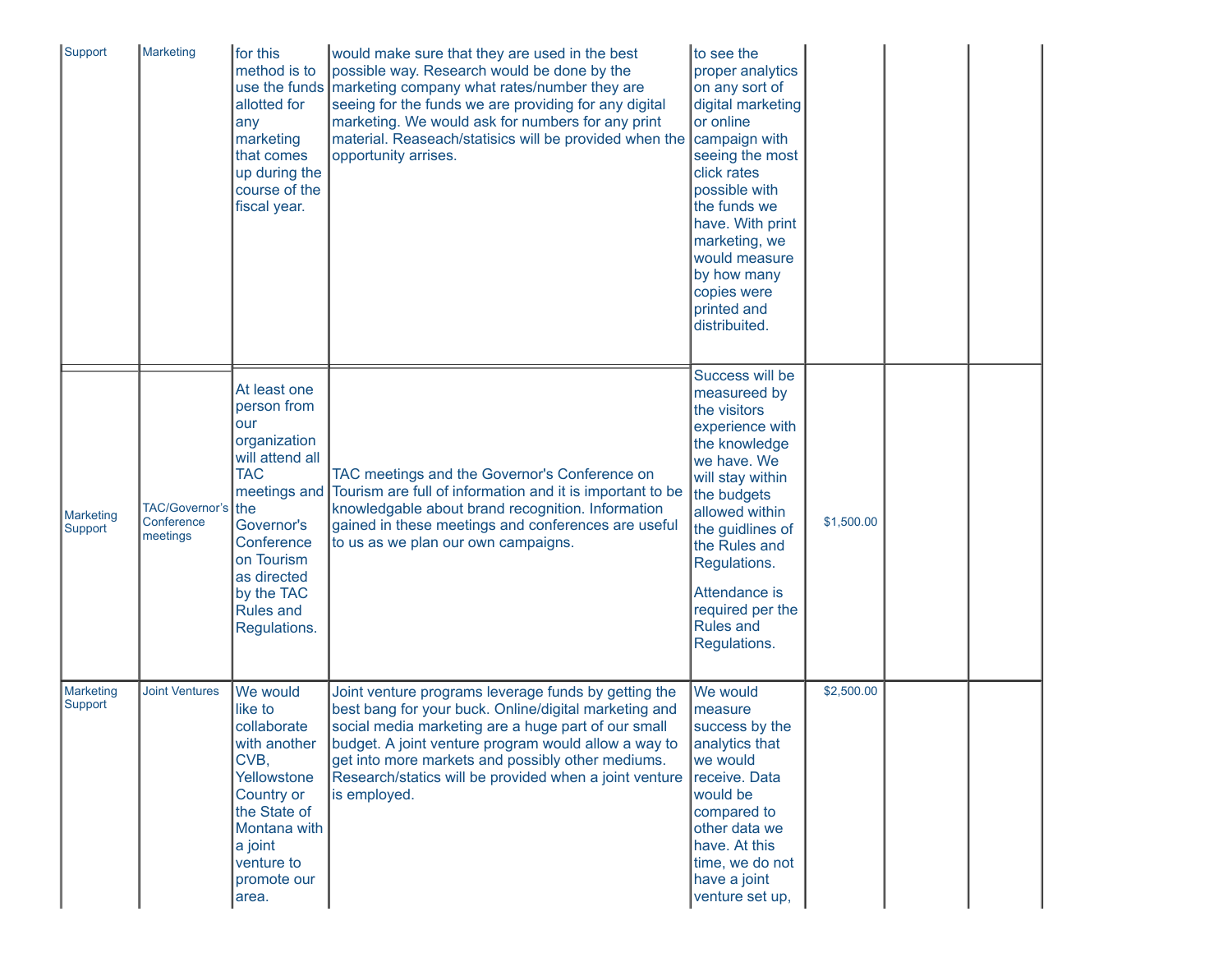| | | | | | | | |
|---|---|---|---|---|---|---|---|
| Support | Marketing | for this method is to use the funds allotted for any marketing that comes up during the course of the fiscal year. | would make sure that they are used in the best possible way. Research would be done by the marketing company what rates/number they are seeing for the funds we are providing for any digital marketing. We would ask for numbers for any print material. Reaseach/statisics will be provided when the opportunity arrises. | to see the proper analytics on any sort of digital marketing or online campaign with seeing the most click rates possible with the funds we have. With print marketing, we would measure by how many copies were printed and distribuited. | | | |
| Marketing Support | TAC/Governor's Conference meetings | At least one person from our organization will attend all TAC meetings and the Governor's Conference on Tourism as directed by the TAC Rules and Regulations. | TAC meetings and the Governor's Conference on Tourism are full of information and it is important to be knowledgable about brand recognition. Information gained in these meetings and conferences are useful to us as we plan our own campaigns. | Success will be measureed by the visitors experience with the knowledge we have. We will stay within the budgets allowed within the guidlines of the Rules and Regulations.<br><br>Attendance is required per the Rules and Regulations. | $1,500.00 | | |
| Marketing Support | Joint Ventures | We would like to collaborate with another CVB, Yellowstone Country or the State of Montana with a joint venture to promote our area. | Joint venture programs leverage funds by getting the best bang for your buck. Online/digital marketing and social media marketing are a huge part of our small budget. A joint venture program would allow a way to get into more markets and possibly other mediums. Research/statics will be provided when a joint venture is employed. | We would measure success by the analytics that we would receive. Data would be compared to other data we have. At this time, we do not have a joint venture set up, | $2,500.00 | | |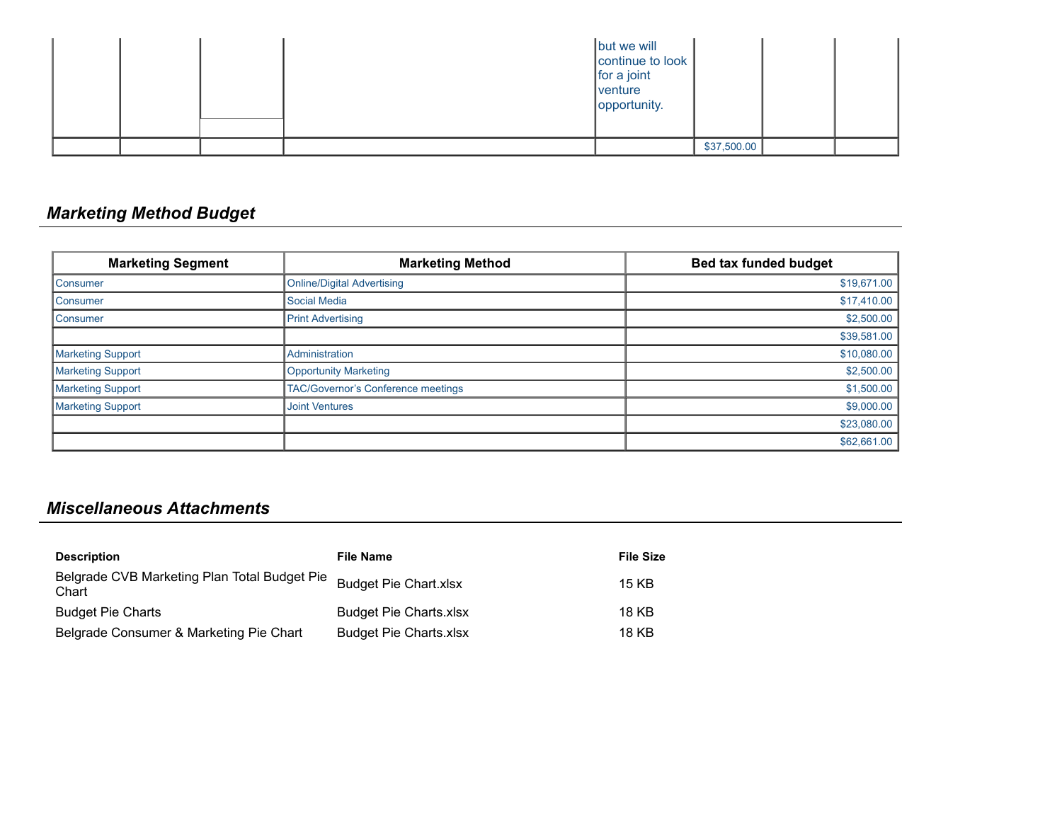| | | | | but we will continue to look for a joint venture opportunity. | | | |
|---|---|---|---|---|---|---|---|
| | | | | | $37,500.00 | | |

## Marketing Method Budget

| Marketing Segment | Marketing Method | Bed tax funded budget |
|---|---|---|
| Consumer | Online/Digital Advertising | $19,671.00 |
| Consumer | Social Media | $17,410.00 |
| Consumer | Print Advertising | $2,500.00 |
| | | $39,581.00 |
| Marketing Support | Administration | $10,080.00 |
| Marketing Support | Opportunity Marketing | $2,500.00 |
| Marketing Support | TAC/Governor's Conference meetings | $1,500.00 |
| Marketing Support | Joint Ventures | $9,000.00 |
| | | $23,080.00 |
| | | $62,661.00 |

## Miscellaneous Attachments

| Description | File Name | File Size |
|---|---|---|
| Belgrade CVB Marketing Plan Total Budget Pie Chart | Budget Pie Chart.xlsx | 15 KB |
| Budget Pie Charts | Budget Pie Charts.xlsx | 18 KB |
| Belgrade Consumer & Marketing Pie Chart | Budget Pie Charts.xlsx | 18 KB |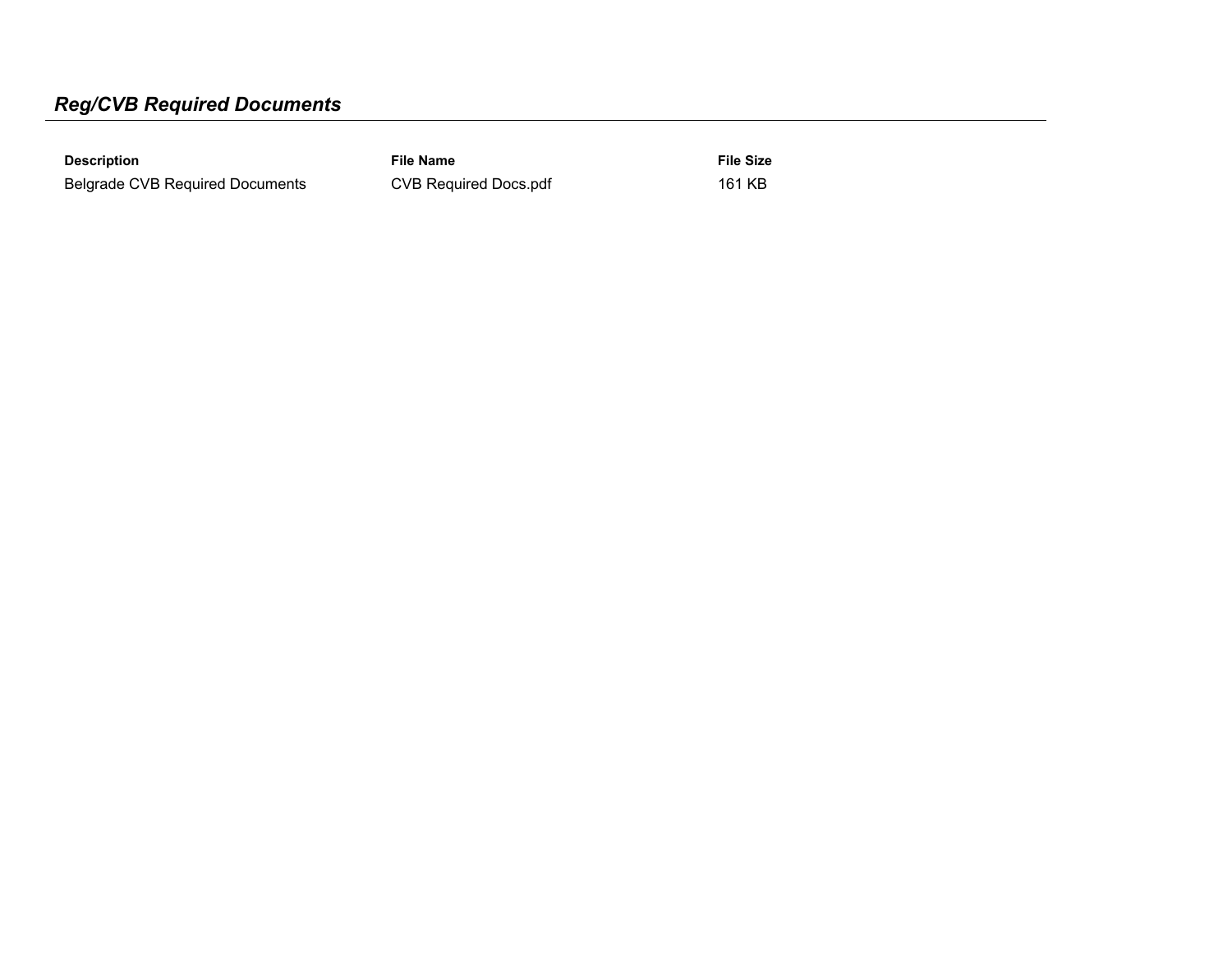## *Reg/CVB Required Documents*

| Description | File Name | File Size |
| --- | --- | --- |
| Belgrade CVB Required Documents | CVB Required Docs.pdf | 161 KB |